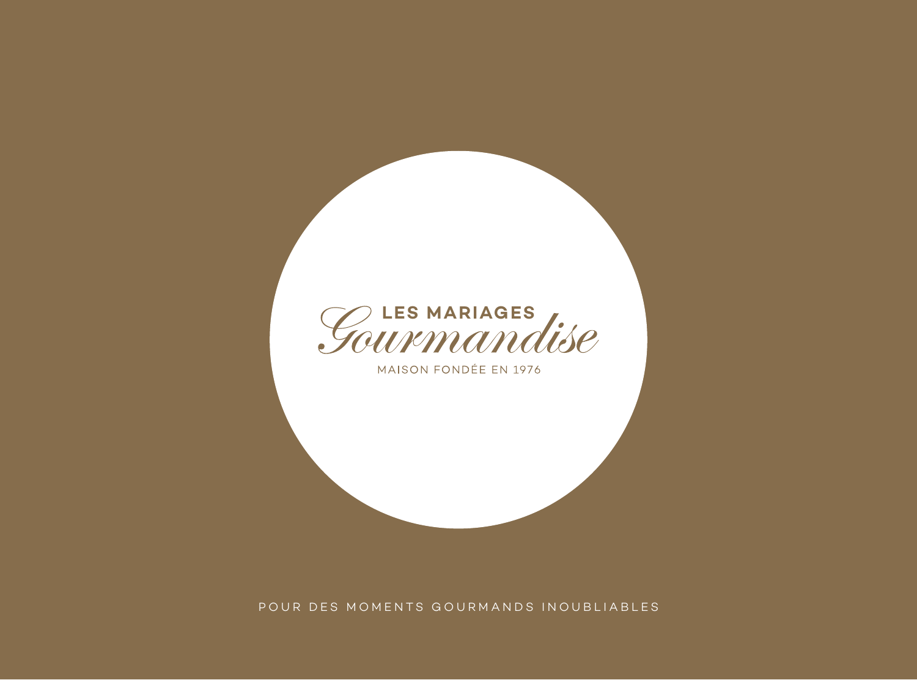# LES MARIAGES *Gourmandise*

MAISON FONDÉE EN 1976

POUR DES MOMENTS GOURMANDS INOUBLIABLES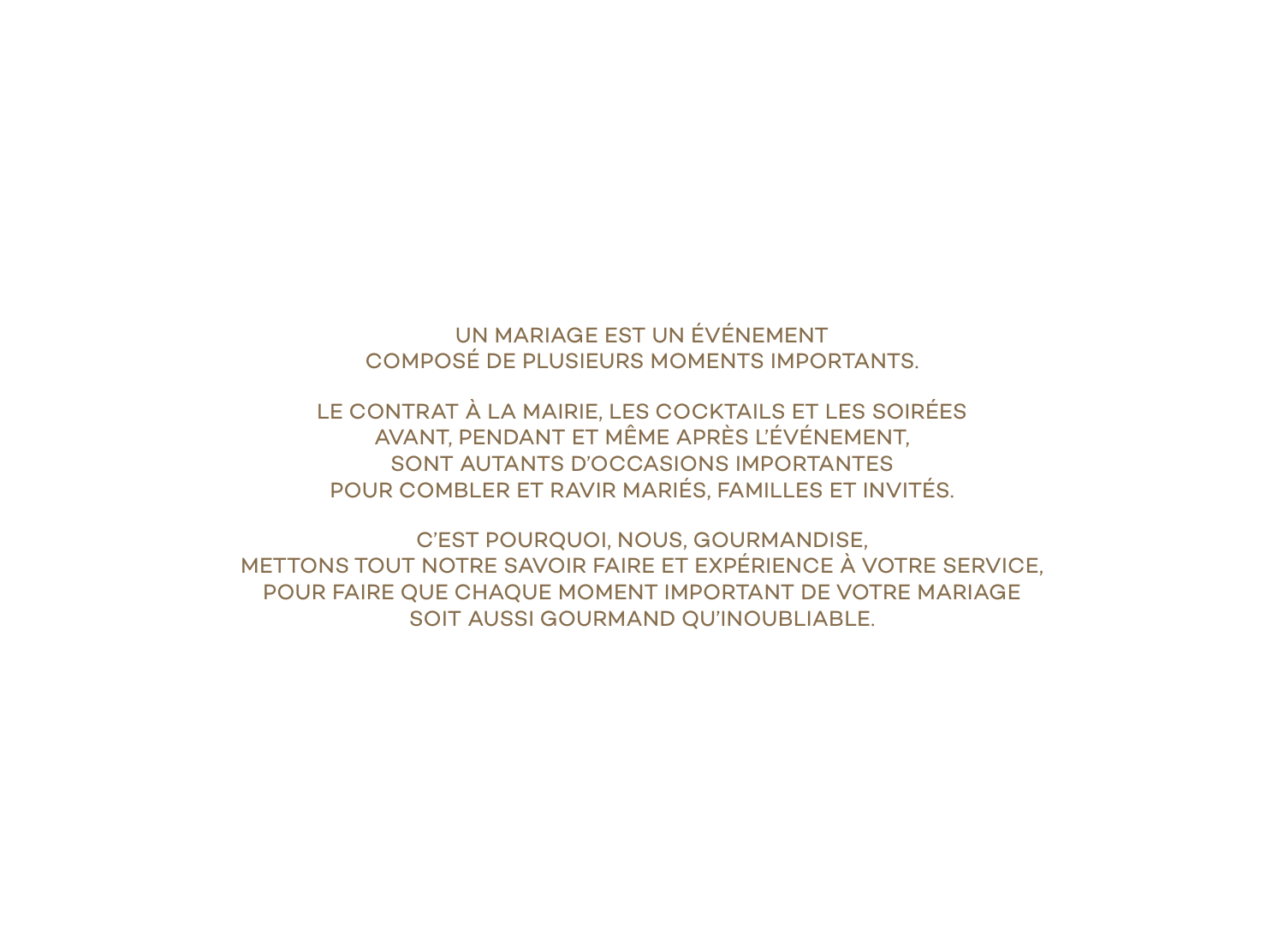UN MARIAGE EST UN ÉVÉNEMENT
COMPOSÉ DE PLUSIEURS MOMENTS IMPORTANTS.

LE CONTRAT À LA MAIRIE, LES COCKTAILS ET LES SOIRÉES
AVANT, PENDANT ET MÊME APRÈS L'ÉVÉNEMENT,
SONT AUTANTS D'OCCASIONS IMPORTANTES
POUR COMBLER ET RAVIR MARIÉS, FAMILLES ET INVITÉS.

C'EST POURQUOI, NOUS, GOURMANDISE,
METTONS TOUT NOTRE SAVOIR FAIRE ET EXPÉRIENCE À VOTRE SERVICE,
POUR FAIRE QUE CHAQUE MOMENT IMPORTANT DE VOTRE MARIAGE
SOIT AUSSI GOURMAND QU'INOUBLIABLE.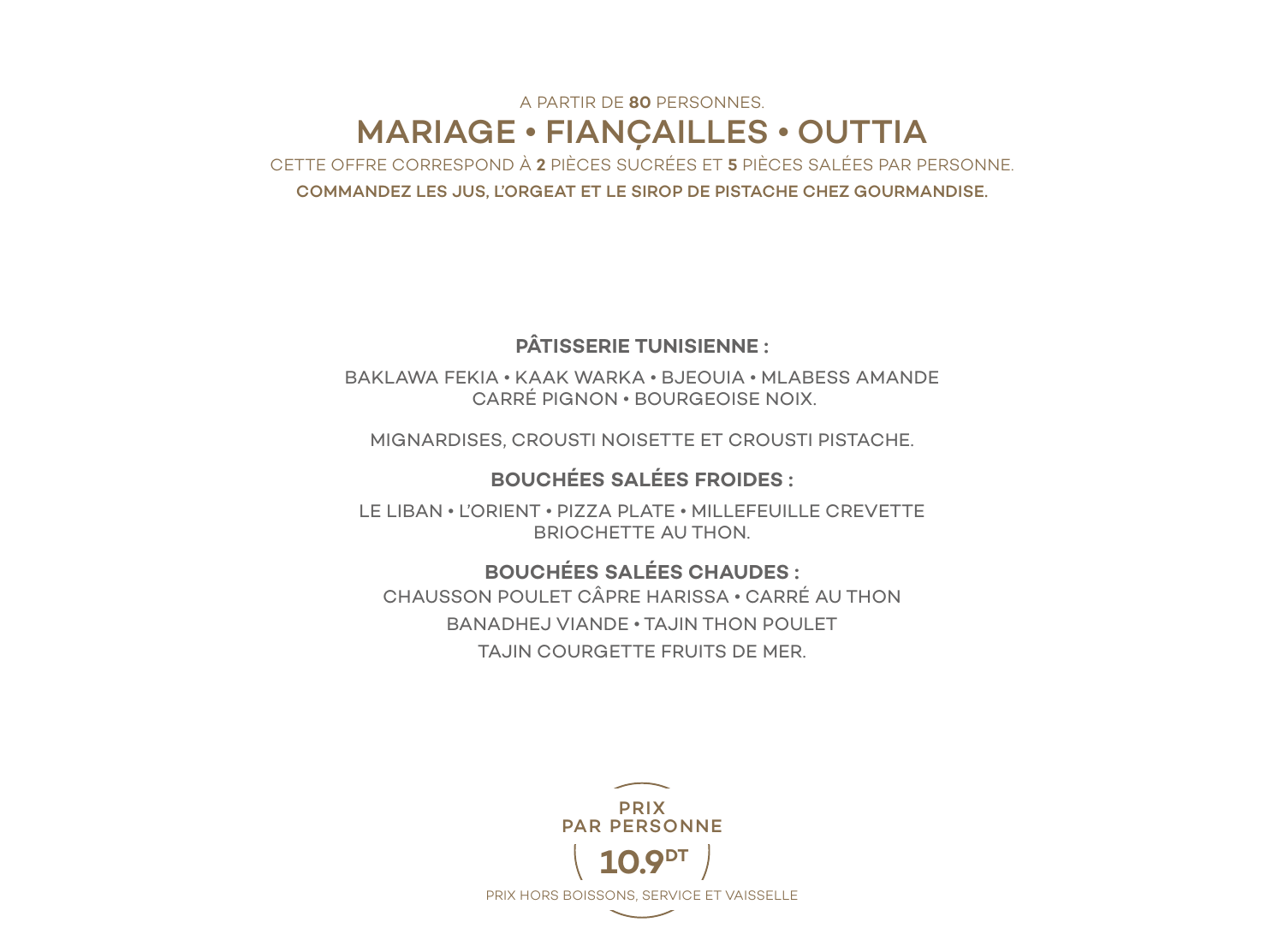A PARTIR DE **80** PERSONNES.

# MARIAGE • FIANÇAILLES • OUTTIA

CETTE OFFRE CORRESPOND À **2** PIÈCES SUCRÉES ET **5** PIÈCES SALÉES PAR PERSONNE.

**COMMANDEZ LES JUS, L'ORGEAT ET LE SIROP DE PISTACHE CHEZ GOURMANDISE.**

## PÂTISSERIE TUNISIENNE :

BAKLAWA FEKIA • KAAK WARKA • BJEOUIA • MLABESS AMANDE
CARRÉ PIGNON • BOURGEOISE NOIX.

MIGNARDISES, CROUSTI NOISETTE ET CROUSTI PISTACHE.

## BOUCHÉES SALÉES FROIDES :

LE LIBAN • L'ORIENT • PIZZA PLATE • MILLEFEUILLE CREVETTE
BRIOCHETTE AU THON.

## BOUCHÉES SALÉES CHAUDES :

CHAUSSON POULET CÂPRE HARISSA • CARRÉ AU THON
BANADHEJ VIANDE • TAJIN THON POULET
TAJIN COURGETTE FRUITS DE MER.

**PRIX PAR PERSONNE**

**10.9 DT**

PRIX HORS BOISSONS, SERVICE ET VAISSELLE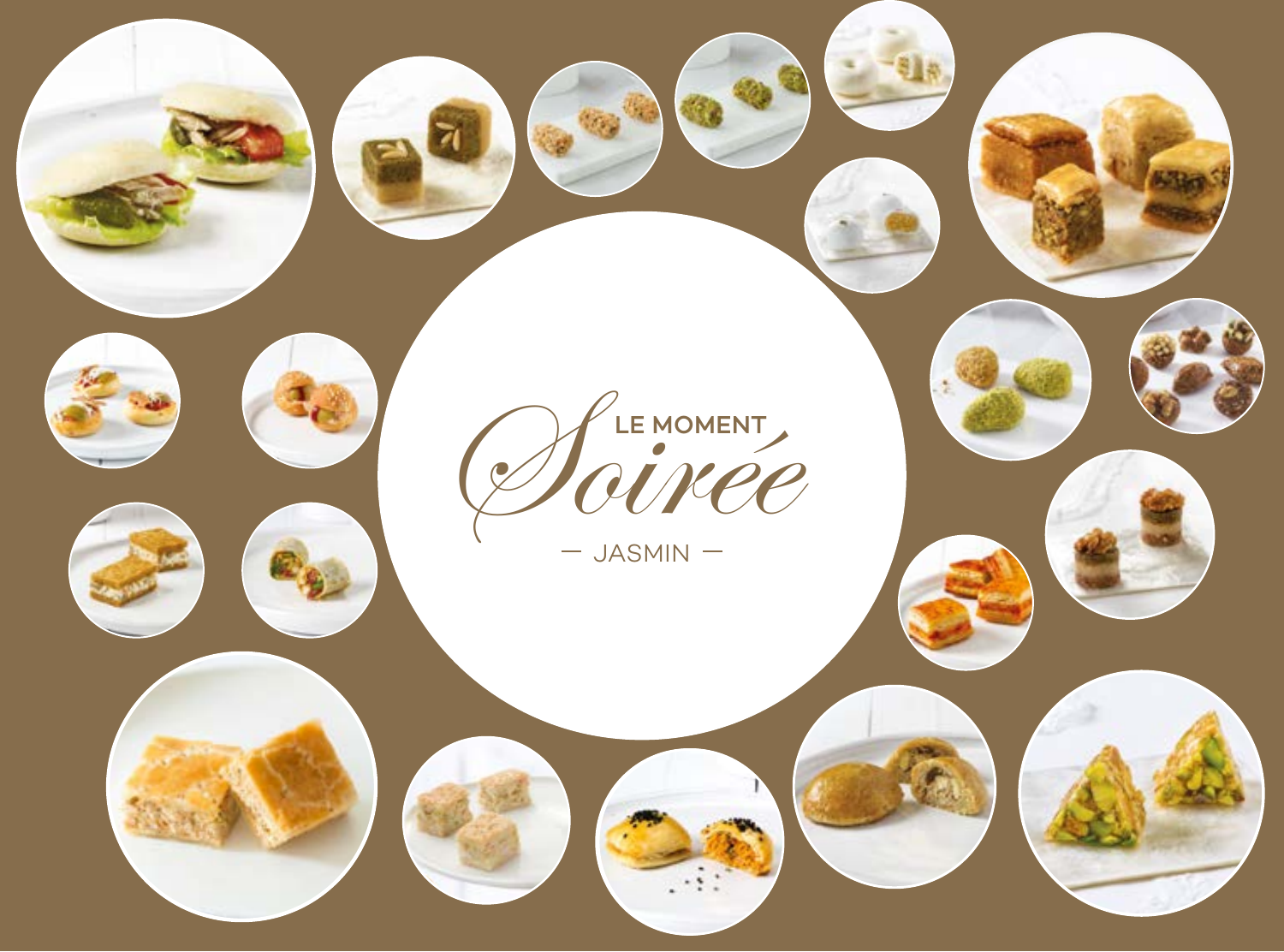# LE MOMENT *Soirée*

— JASMIN —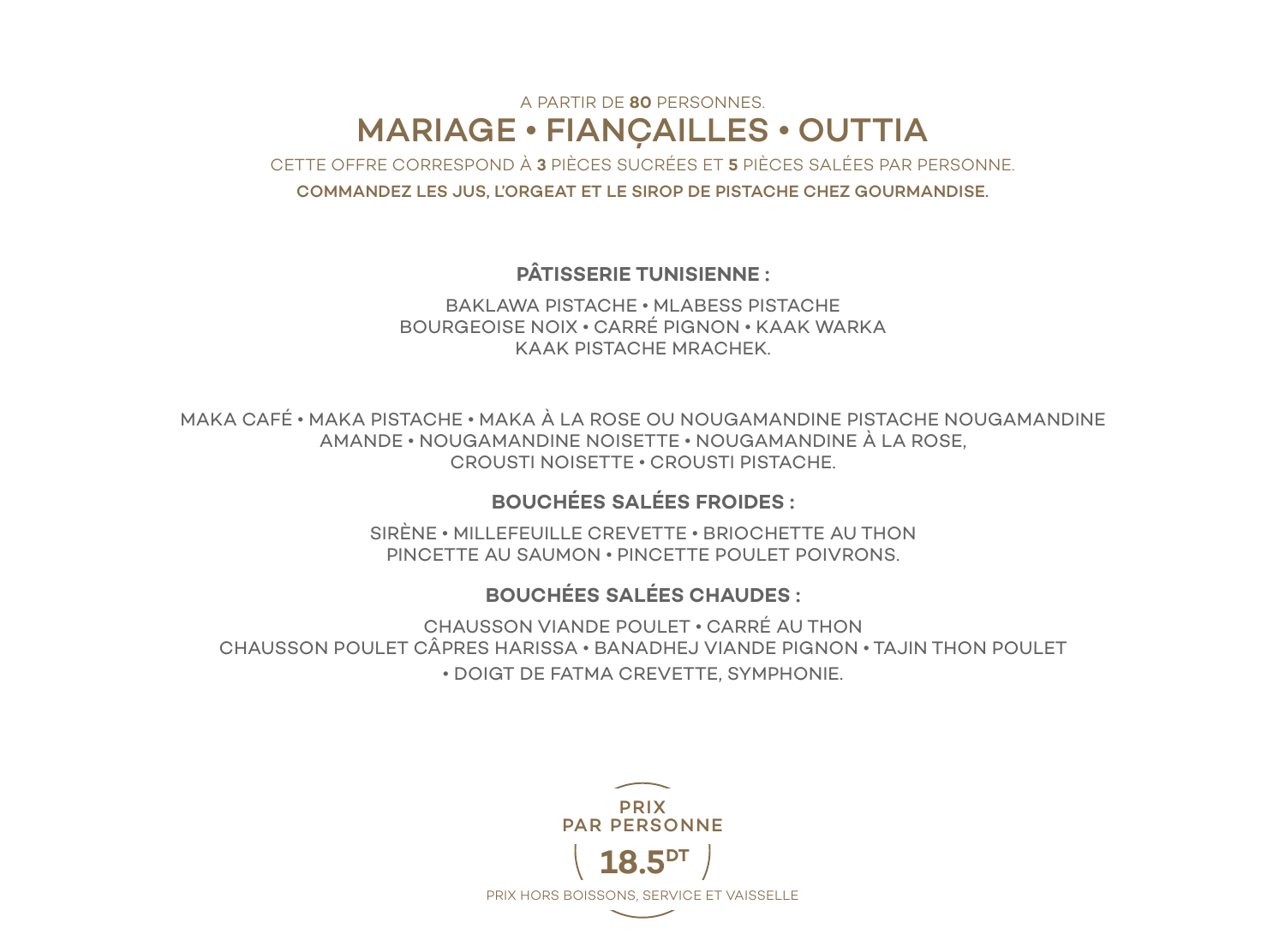A PARTIR DE **80** PERSONNES.

# MARIAGE • FIANÇAILLES • OUTTIA

CETTE OFFRE CORRESPOND À **3** PIÈCES SUCRÉES ET **5** PIÈCES SALÉES PAR PERSONNE.

**COMMANDEZ LES JUS, L'ORGEAT ET LE SIROP DE PISTACHE CHEZ GOURMANDISE.**

### PÂTISSERIE TUNISIENNE :

BAKLAWA PISTACHE • MLABESS PISTACHE
BOURGEOISE NOIX • CARRÉ PIGNON • KAAK WARKA
KAAK PISTACHE MRACHEK.

MAKA CAFÉ • MAKA PISTACHE • MAKA À LA ROSE OU NOUGAMANDINE PISTACHE NOUGAMANDINE
AMANDE • NOUGAMANDINE NOISETTE • NOUGAMANDINE À LA ROSE,
CROUSTI NOISETTE • CROUSTI PISTACHE.

### BOUCHÉES SALÉES FROIDES :

SIRÈNE • MILLEFEUILLE CREVETTE • BRIOCHETTE AU THON
PINCETTE AU SAUMON • PINCETTE POULET POIVRONS.

### BOUCHÉES SALÉES CHAUDES :

CHAUSSON VIANDE POULET • CARRÉ AU THON
CHAUSSON POULET CÂPRES HARISSA • BANADHEJ VIANDE PIGNON • TAJIN THON POULET
• DOIGT DE FATMA CREVETTE, SYMPHONIE.

**PRIX PAR PERSONNE**

**18.5 DT**

PRIX HORS BOISSONS, SERVICE ET VAISSELLE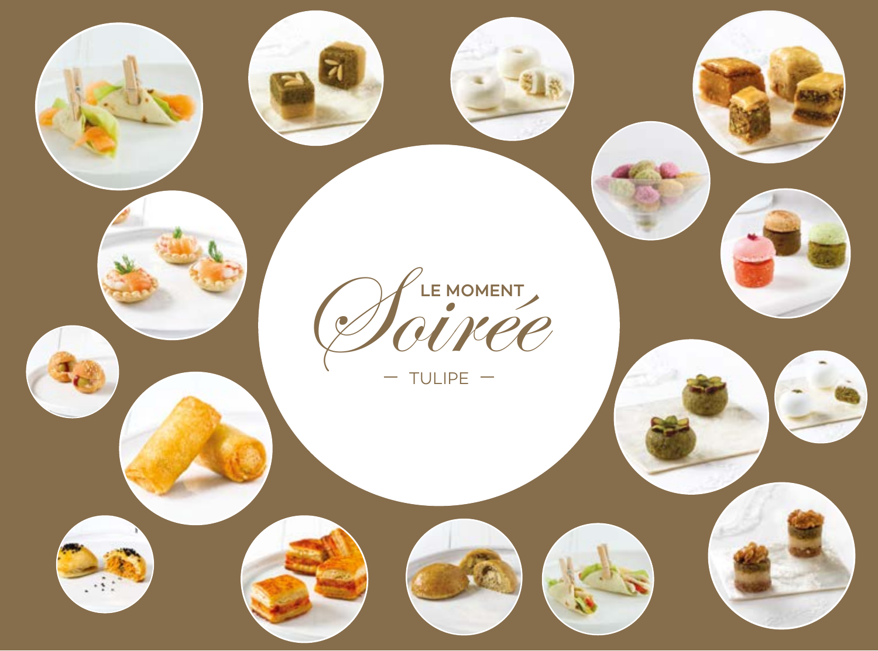LE MOMENT
# Soirée
— TULIPE —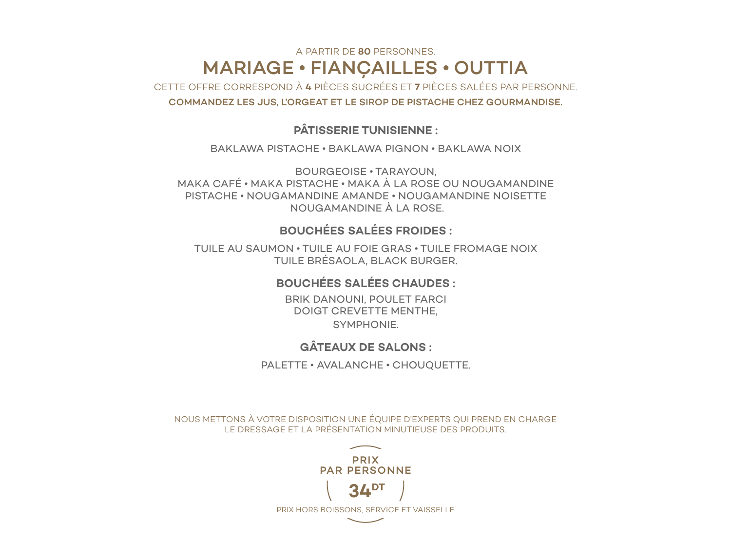A PARTIR DE **80** PERSONNES.

# MARIAGE • FIANÇAILLES • OUTTIA

CETTE OFFRE CORRESPOND À **4** PIÈCES SUCRÉES ET **7** PIÈCES SALÉES PAR PERSONNE.

**COMMANDEZ LES JUS, L'ORGEAT ET LE SIROP DE PISTACHE CHEZ GOURMANDISE.**

## PÂTISSERIE TUNISIENNE :

BAKLAWA PISTACHE • BAKLAWA PIGNON • BAKLAWA NOIX

BOURGEOISE • TARAYOUN,
MAKA CAFÉ • MAKA PISTACHE • MAKA À LA ROSE OU NOUGAMANDINE
PISTACHE • NOUGAMANDINE AMANDE • NOUGAMANDINE NOISETTE
NOUGAMANDINE À LA ROSE.

## BOUCHÉES SALÉES FROIDES :

TUILE AU SAUMON • TUILE AU FOIE GRAS • TUILE FROMAGE NOIX
TUILE BRÉSAOLA, BLACK BURGER.

## BOUCHÉES SALÉES CHAUDES :

BRIK DANOUNI, POULET FARCI
DOIGT CREVETTE MENTHE,
SYMPHONIE.

## GÂTEAUX DE SALONS :

PALETTE • AVALANCHE • CHOUQUETTE.

NOUS METTONS À VOTRE DISPOSITION UNE ÉQUIPE D'EXPERTS QUI PREND EN CHARGE LE DRESSAGE ET LA PRÉSENTATION MINUTIEUSE DES PRODUITS.

**PRIX PAR PERSONNE**

**34 DT**

PRIX HORS BOISSONS, SERVICE ET VAISSELLE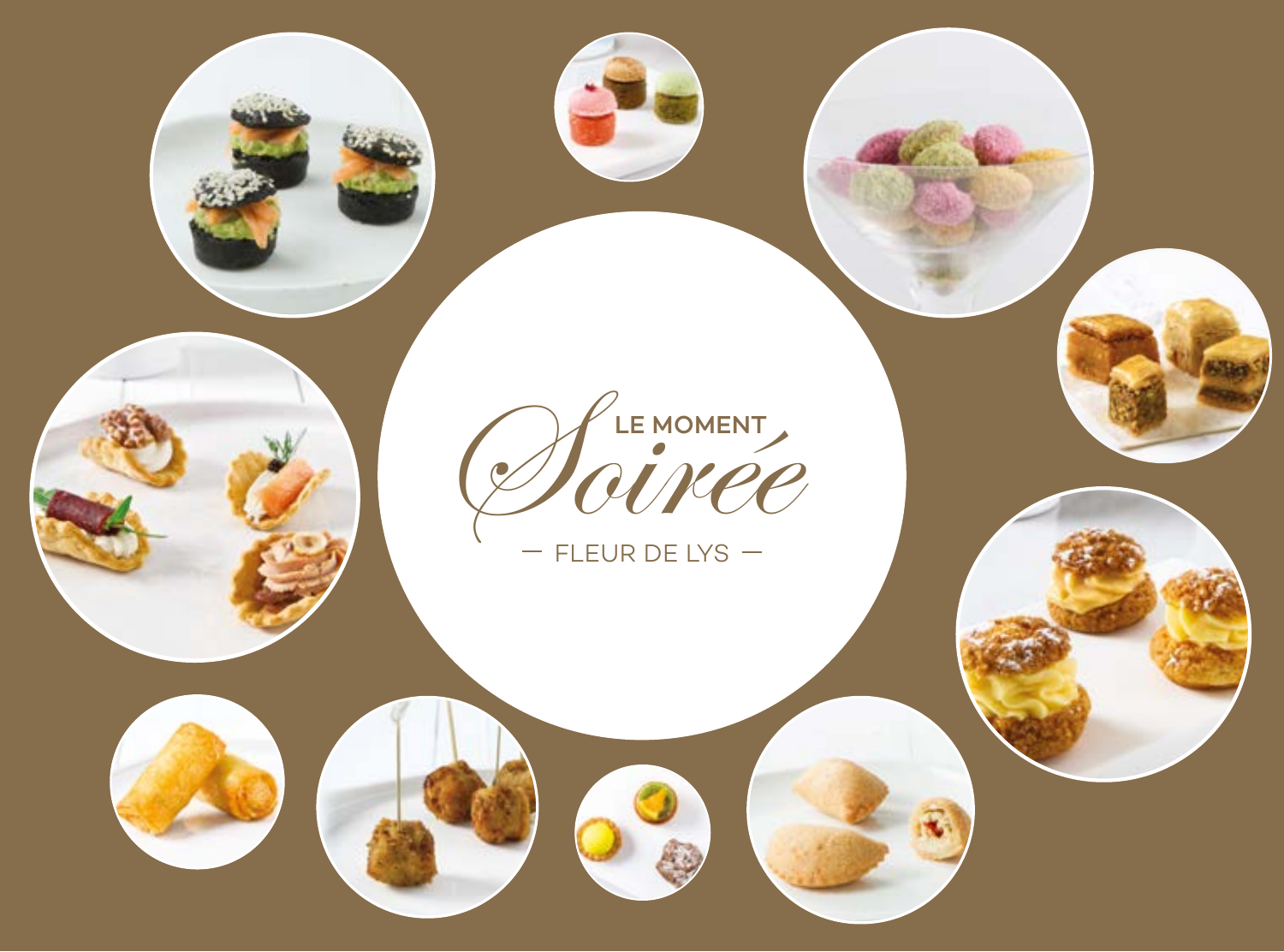LE MOMENT

# Soirée

— FLEUR DE LYS —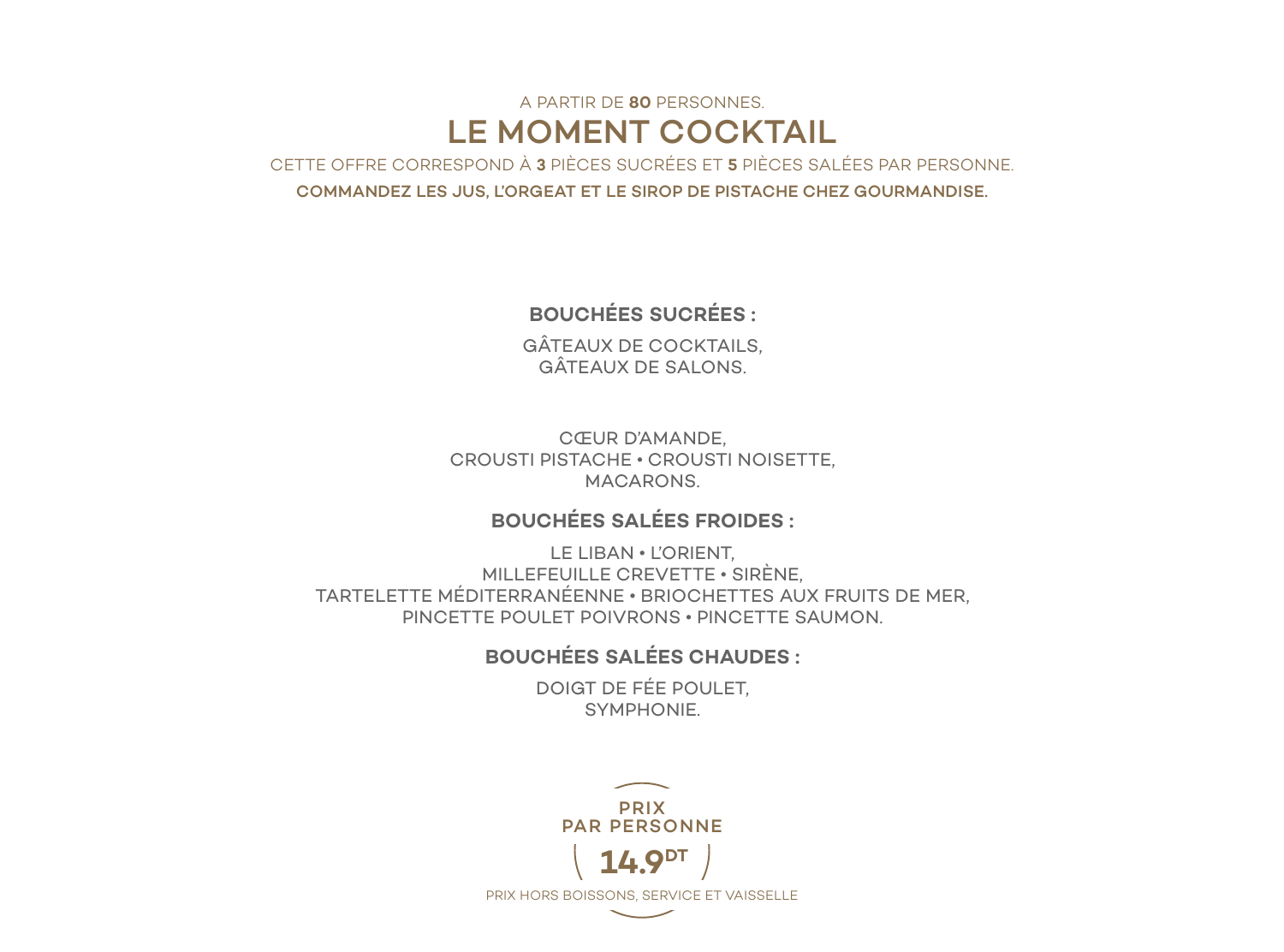A PARTIR DE **80** PERSONNES.

# LE MOMENT COCKTAIL

CETTE OFFRE CORRESPOND À **3** PIÈCES SUCRÉES ET **5** PIÈCES SALÉES PAR PERSONNE.

**COMMANDEZ LES JUS, L'ORGEAT ET LE SIROP DE PISTACHE CHEZ GOURMANDISE.**

## BOUCHÉES SUCRÉES :

GÂTEAUX DE COCKTAILS,
GÂTEAUX DE SALONS.

CŒUR D'AMANDE,
CROUSTI PISTACHE • CROUSTI NOISETTE,
MACARONS.

## BOUCHÉES SALÉES FROIDES :

LE LIBAN • L'ORIENT,
MILLEFEUILLE CREVETTE • SIRÈNE,
TARTELETTE MÉDITERRANÉENNE • BRIOCHETTES AUX FRUITS DE MER,
PINCETTE POULET POIVRONS • PINCETTE SAUMON.

## BOUCHÉES SALÉES CHAUDES :

DOIGT DE FÉE POULET,
SYMPHONIE.

**PRIX PAR PERSONNE**

**14.9 DT**

PRIX HORS BOISSONS, SERVICE ET VAISSELLE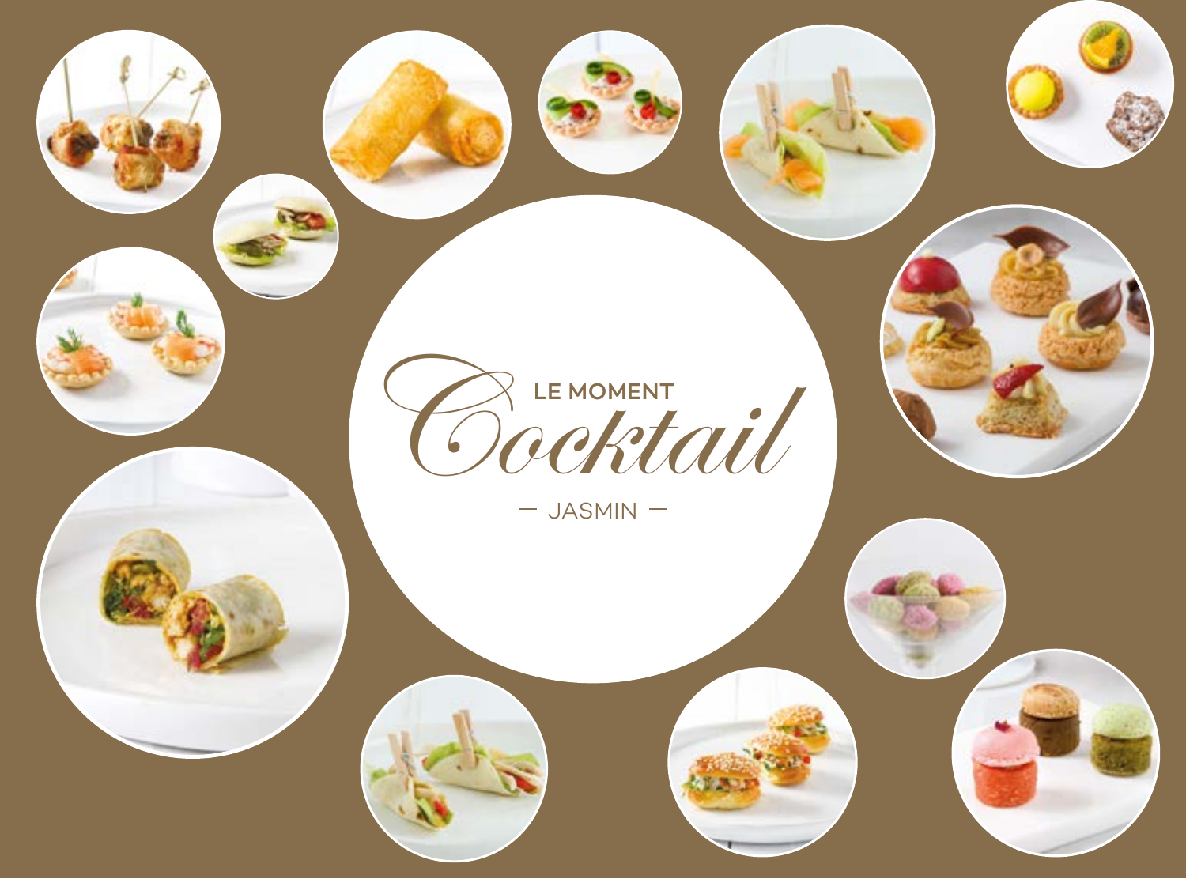LE MOMENT

# Cocktail

— JASMIN —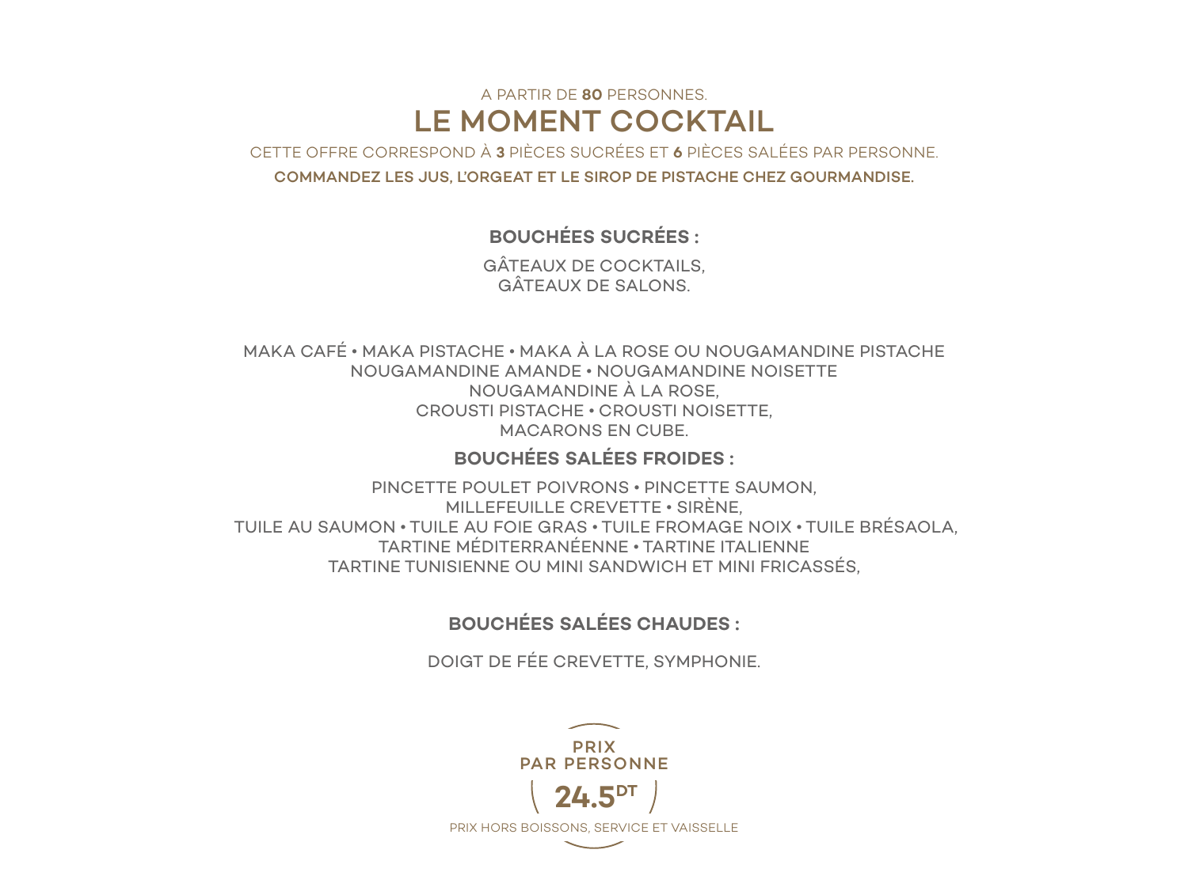A PARTIR DE **80** PERSONNES.

# LE MOMENT COCKTAIL

CETTE OFFRE CORRESPOND À **3** PIÈCES SUCRÉES ET **6** PIÈCES SALÉES PAR PERSONNE.

**COMMANDEZ LES JUS, L'ORGEAT ET LE SIROP DE PISTACHE CHEZ GOURMANDISE.**

## BOUCHÉES SUCRÉES :

GÂTEAUX DE COCKTAILS,
GÂTEAUX DE SALONS.

MAKA CAFÉ • MAKA PISTACHE • MAKA À LA ROSE OU NOUGAMANDINE PISTACHE
NOUGAMANDINE AMANDE • NOUGAMANDINE NOISETTE
NOUGAMANDINE À LA ROSE,
CROUSTI PISTACHE • CROUSTI NOISETTE,
MACARONS EN CUBE.

## BOUCHÉES SALÉES FROIDES :

PINCETTE POULET POIVRONS • PINCETTE SAUMON,
MILLEFEUILLE CREVETTE • SIRÈNE,
TUILE AU SAUMON • TUILE AU FOIE GRAS • TUILE FROMAGE NOIX • TUILE BRÉSAOLA,
TARTINE MÉDITERRANÉENNE • TARTINE ITALIENNE
TARTINE TUNISIENNE OU MINI SANDWICH ET MINI FRICASSÉS,

## BOUCHÉES SALÉES CHAUDES :

DOIGT DE FÉE CREVETTE, SYMPHONIE.

**PRIX PAR PERSONNE**

**24.5 DT**

PRIX HORS BOISSONS, SERVICE ET VAISSELLE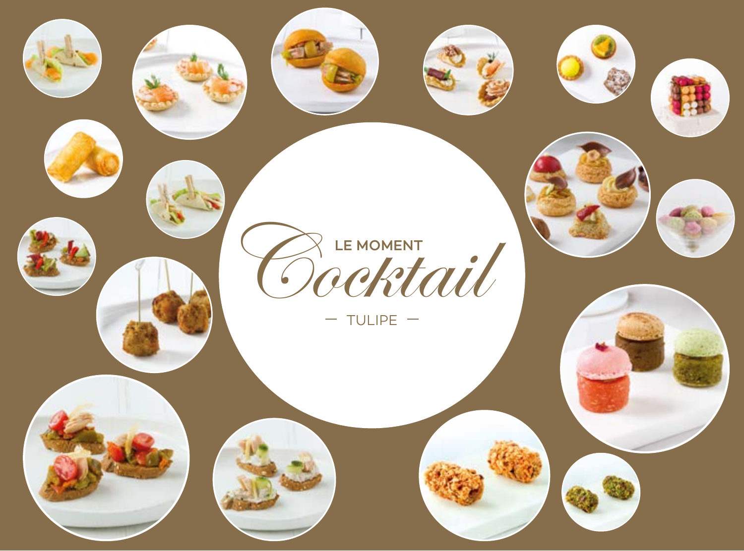# LE MOMENT Cocktail

— TULIPE —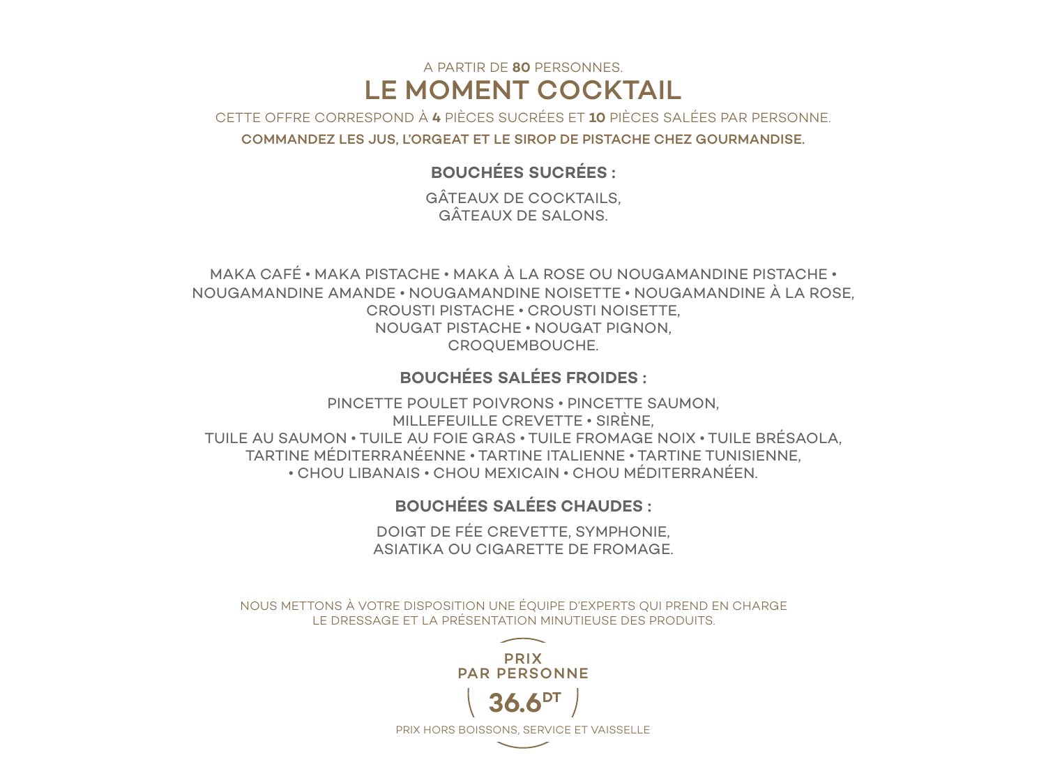A PARTIR DE **80** PERSONNES.

# LE MOMENT COCKTAIL

CETTE OFFRE CORRESPOND À **4** PIÈCES SUCRÉES ET **10** PIÈCES SALÉES PAR PERSONNE.

**COMMANDEZ LES JUS, L'ORGEAT ET LE SIROP DE PISTACHE CHEZ GOURMANDISE.**

## BOUCHÉES SUCRÉES :

GÂTEAUX DE COCKTAILS,
GÂTEAUX DE SALONS.

MAKA CAFÉ • MAKA PISTACHE • MAKA À LA ROSE OU NOUGAMANDINE PISTACHE •
NOUGAMANDINE AMANDE • NOUGAMANDINE NOISETTE • NOUGAMANDINE À LA ROSE,
CROUSTI PISTACHE • CROUSTI NOISETTE,
NOUGAT PISTACHE • NOUGAT PIGNON,
CROQUEMBOUCHE.

## BOUCHÉES SALÉES FROIDES :

PINCETTE POULET POIVRONS • PINCETTE SAUMON,
MILLEFEUILLE CREVETTE • SIRÈNE,
TUILE AU SAUMON • TUILE AU FOIE GRAS • TUILE FROMAGE NOIX • TUILE BRÉSAOLA,
TARTINE MÉDITERRANÉENNE • TARTINE ITALIENNE • TARTINE TUNISIENNE,
• CHOU LIBANAIS • CHOU MEXICAIN • CHOU MÉDITERRANÉEN.

## BOUCHÉES SALÉES CHAUDES :

DOIGT DE FÉE CREVETTE, SYMPHONIE,
ASIATIKA OU CIGARETTE DE FROMAGE.

NOUS METTONS À VOTRE DISPOSITION UNE ÉQUIPE D'EXPERTS QUI PREND EN CHARGE
LE DRESSAGE ET LA PRÉSENTATION MINUTIEUSE DES PRODUITS.

**PRIX PAR PERSONNE**

**36.6 DT**

PRIX HORS BOISSONS, SERVICE ET VAISSELLE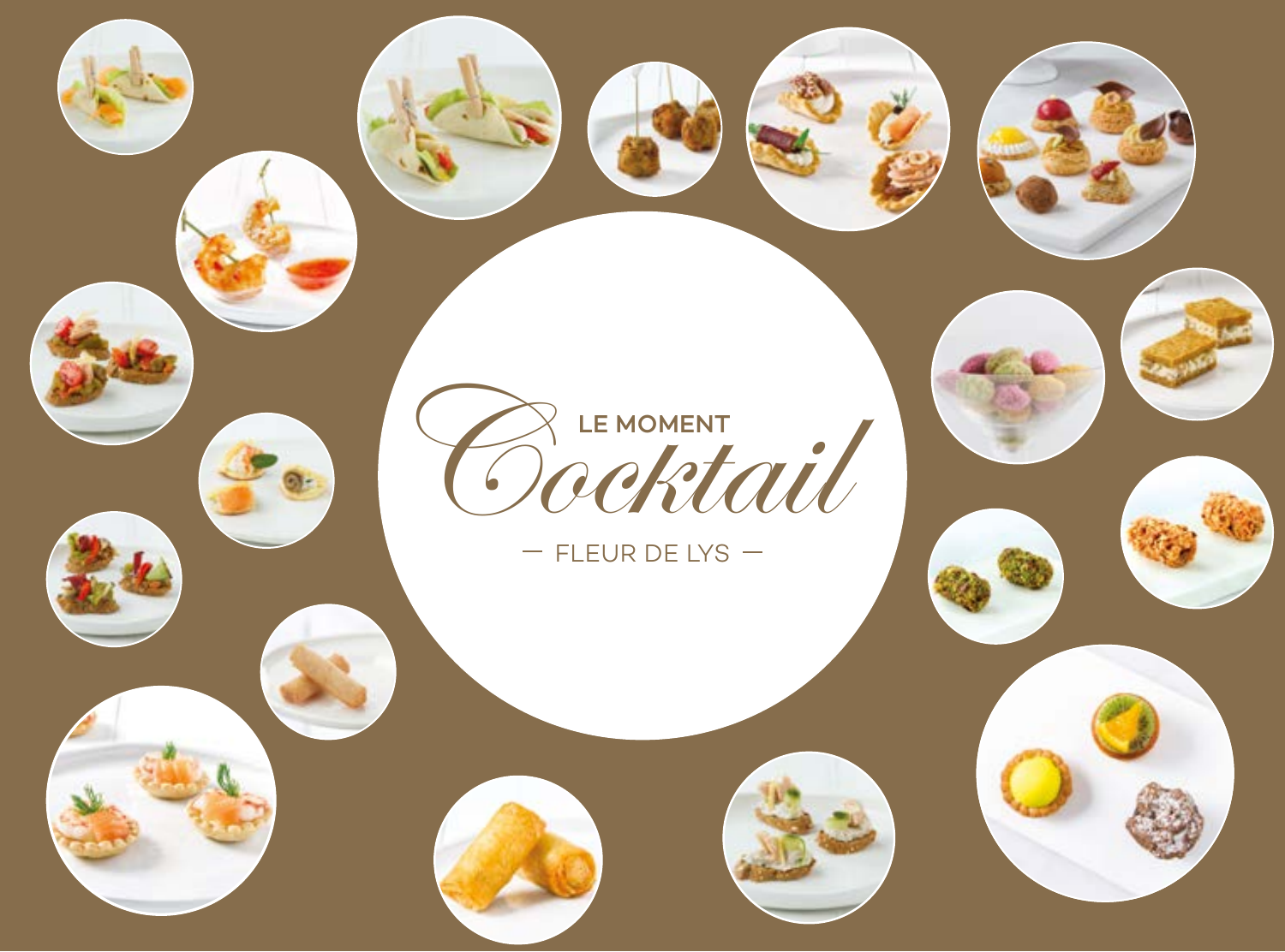# LE MOMENT Cocktail

— FLEUR DE LYS —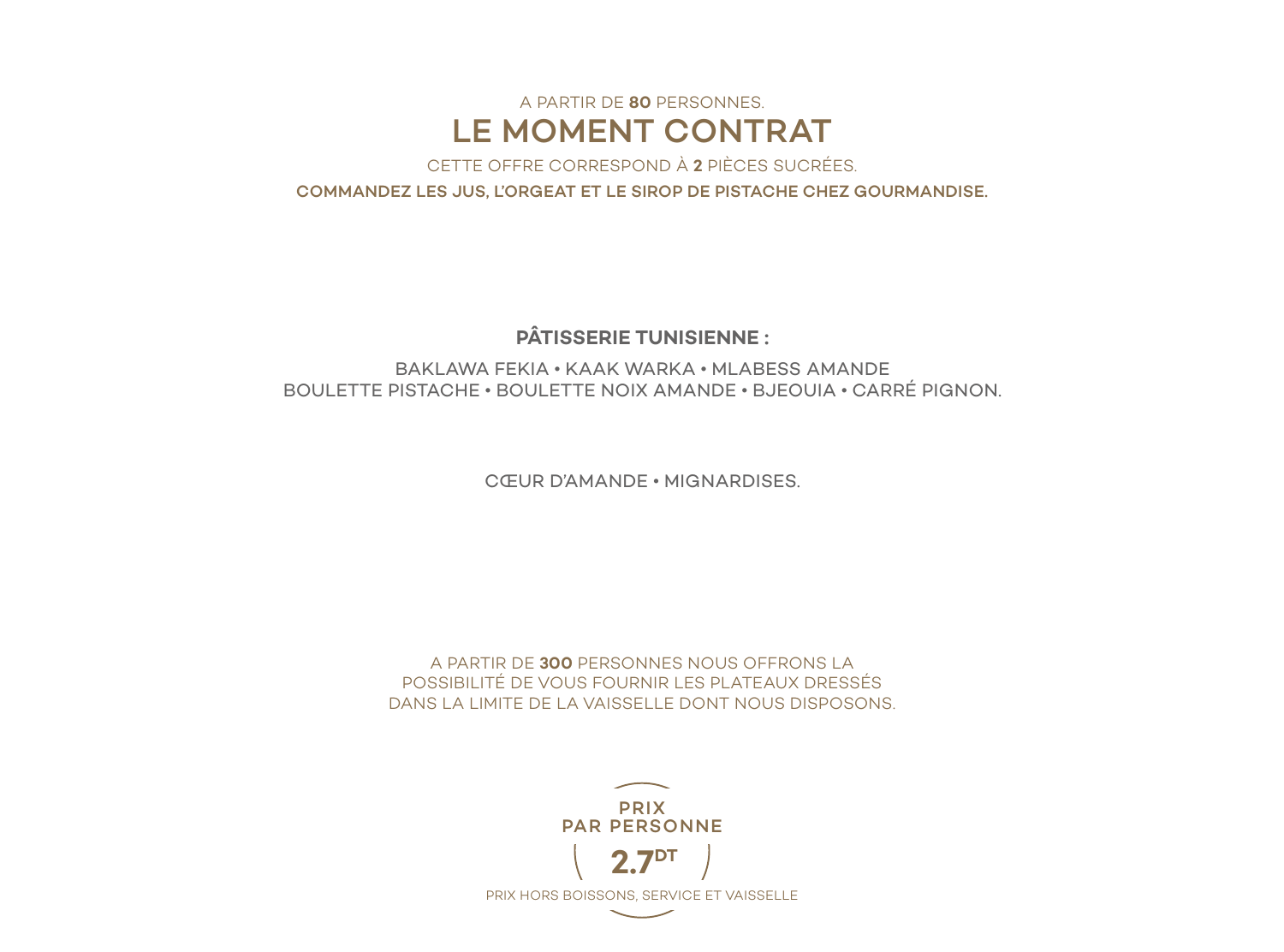A PARTIR DE **80** PERSONNES.

# LE MOMENT CONTRAT

CETTE OFFRE CORRESPOND À **2** PIÈCES SUCRÉES.

**COMMANDEZ LES JUS, L'ORGEAT ET LE SIROP DE PISTACHE CHEZ GOURMANDISE.**

**PÂTISSERIE TUNISIENNE :**

BAKLAWA FEKIA • KAAK WARKA • MLABESS AMANDE
BOULETTE PISTACHE • BOULETTE NOIX AMANDE • BJEOUIA • CARRÉ PIGNON.

CŒUR D'AMANDE • MIGNARDISES.

A PARTIR DE **300** PERSONNES NOUS OFFRONS LA POSSIBILITÉ DE VOUS FOURNIR LES PLATEAUX DRESSÉS DANS LA LIMITE DE LA VAISSELLE DONT NOUS DISPOSONS.

**PRIX PAR PERSONNE**

**2.7 DT**

PRIX HORS BOISSONS, SERVICE ET VAISSELLE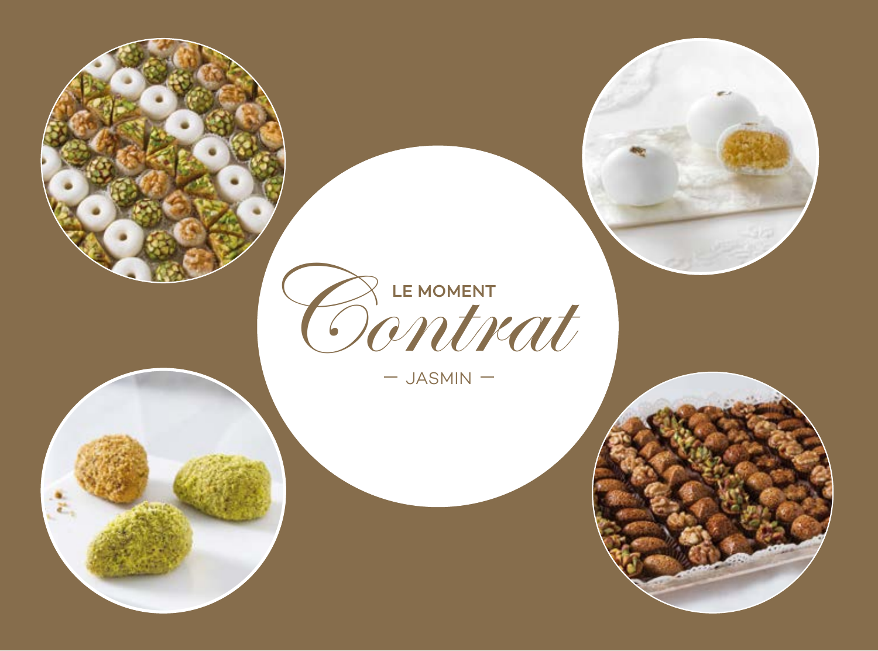LE MOMENT

# Contrat

— JASMIN —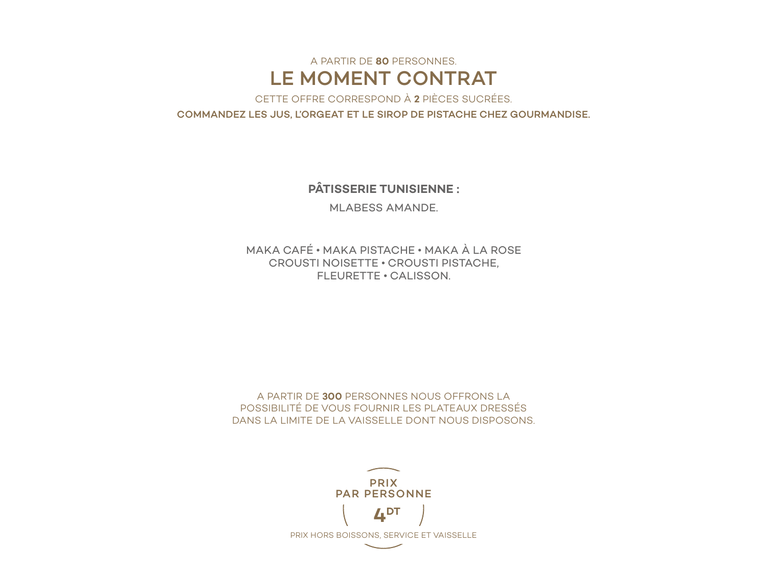A PARTIR DE **80** PERSONNES.

# LE MOMENT CONTRAT

CETTE OFFRE CORRESPOND À **2** PIÈCES SUCRÉES.

**COMMANDEZ LES JUS, L'ORGEAT ET LE SIROP DE PISTACHE CHEZ GOURMANDISE.**

**PÂTISSERIE TUNISIENNE :**

MLABESS AMANDE.

MAKA CAFÉ • MAKA PISTACHE • MAKA À LA ROSE
CROUSTI NOISETTE • CROUSTI PISTACHE,
FLEURETTE • CALISSON.

A PARTIR DE **300** PERSONNES NOUS OFFRONS LA POSSIBILITÉ DE VOUS FOURNIR LES PLATEAUX DRESSÉS DANS LA LIMITE DE LA VAISSELLE DONT NOUS DISPOSONS.

**PRIX PAR PERSONNE**

**4 DT**

PRIX HORS BOISSONS, SERVICE ET VAISSELLE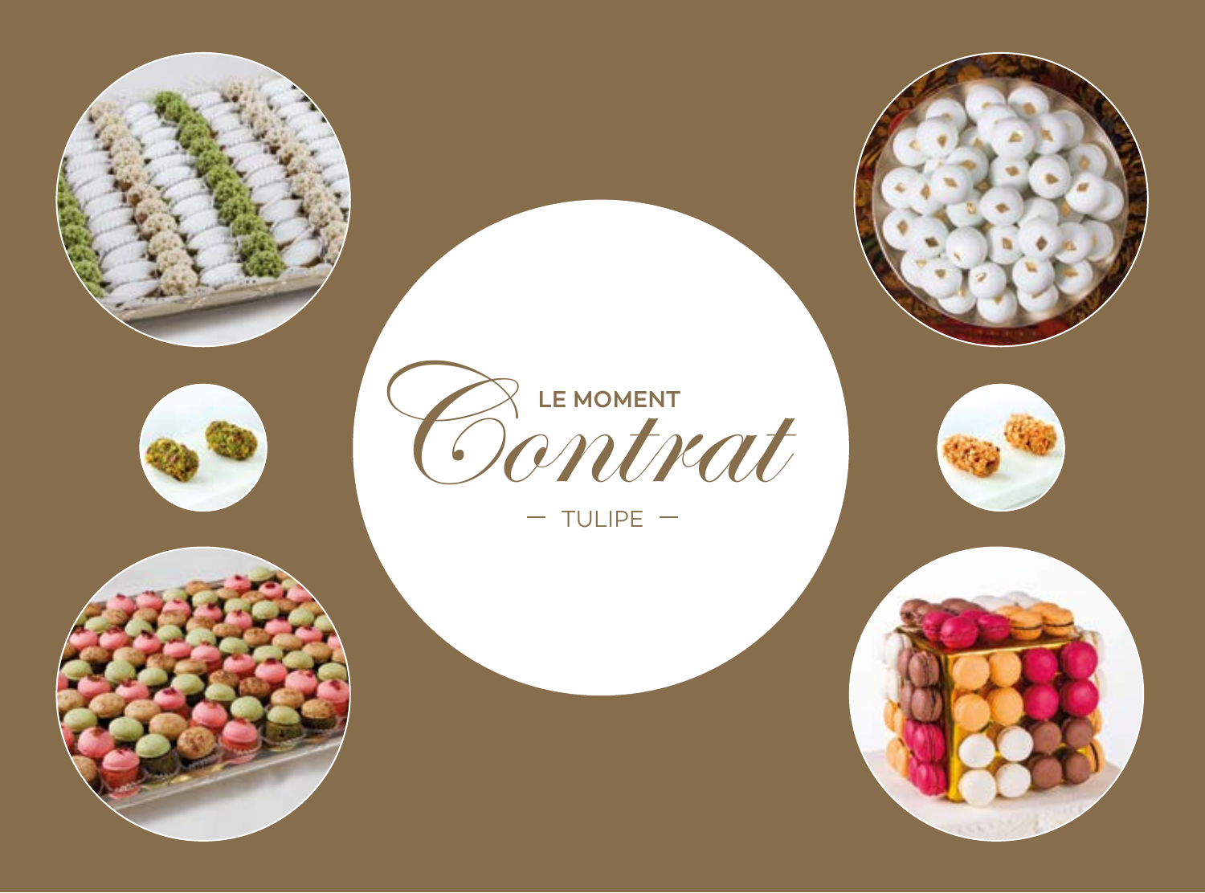LE MOMENT

# Contrat

— TULIPE —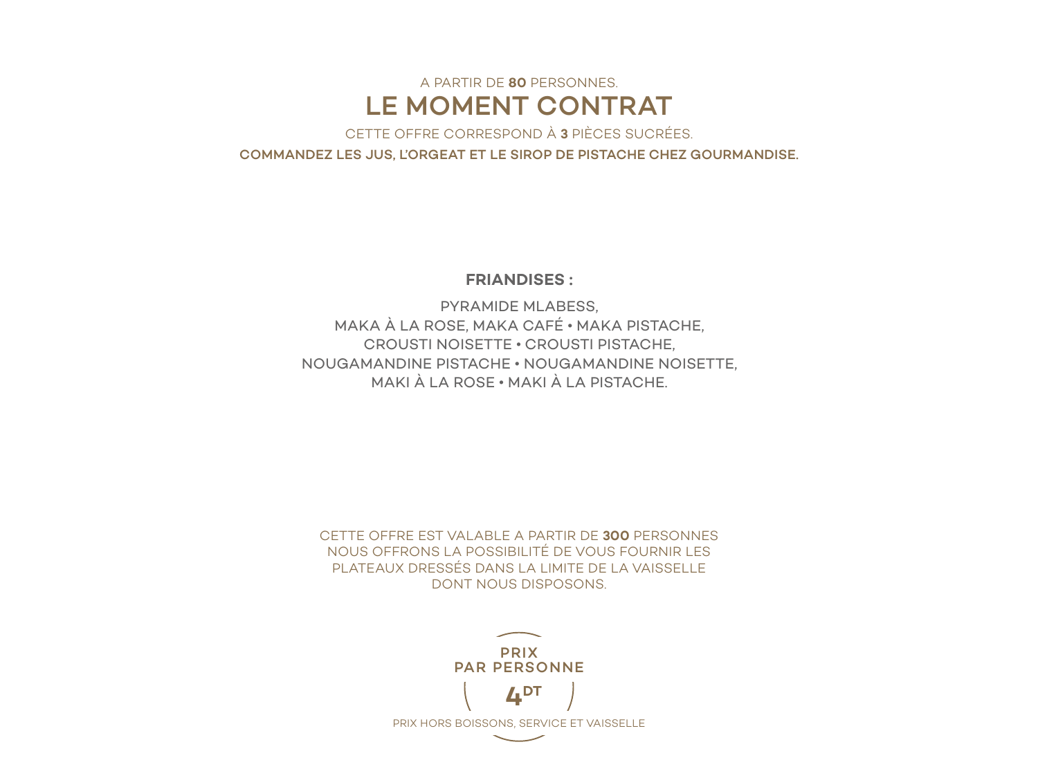A PARTIR DE **80** PERSONNES.

# LE MOMENT CONTRAT

CETTE OFFRE CORRESPOND À **3** PIÈCES SUCRÉES.

**COMMANDEZ LES JUS, L'ORGEAT ET LE SIROP DE PISTACHE CHEZ GOURMANDISE.**

**FRIANDISES :**

PYRAMIDE MLABESS,
MAKA À LA ROSE, MAKA CAFÉ • MAKA PISTACHE,
CROUSTI NOISETTE • CROUSTI PISTACHE,
NOUGAMANDINE PISTACHE • NOUGAMANDINE NOISETTE,
MAKI À LA ROSE • MAKI À LA PISTACHE.

CETTE OFFRE EST VALABLE A PARTIR DE **300** PERSONNES
NOUS OFFRONS LA POSSIBILITÉ DE VOUS FOURNIR LES
PLATEAUX DRESSÉS DANS LA LIMITE DE LA VAISSELLE
DONT NOUS DISPOSONS.

**PRIX
PAR PERSONNE**

**4 DT**

PRIX HORS BOISSONS, SERVICE ET VAISSELLE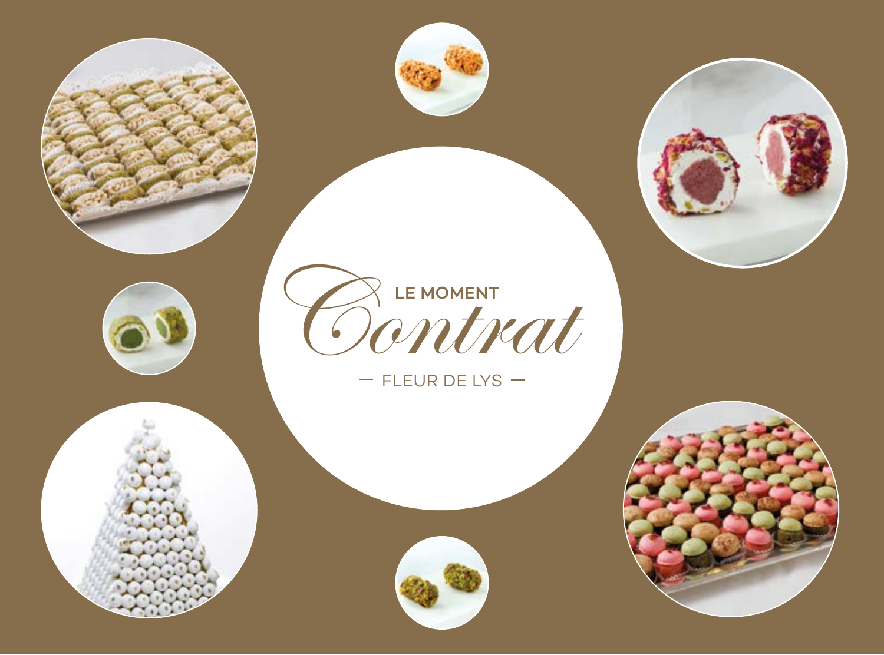LE MOMENT

Contrat

— FLEUR DE LYS —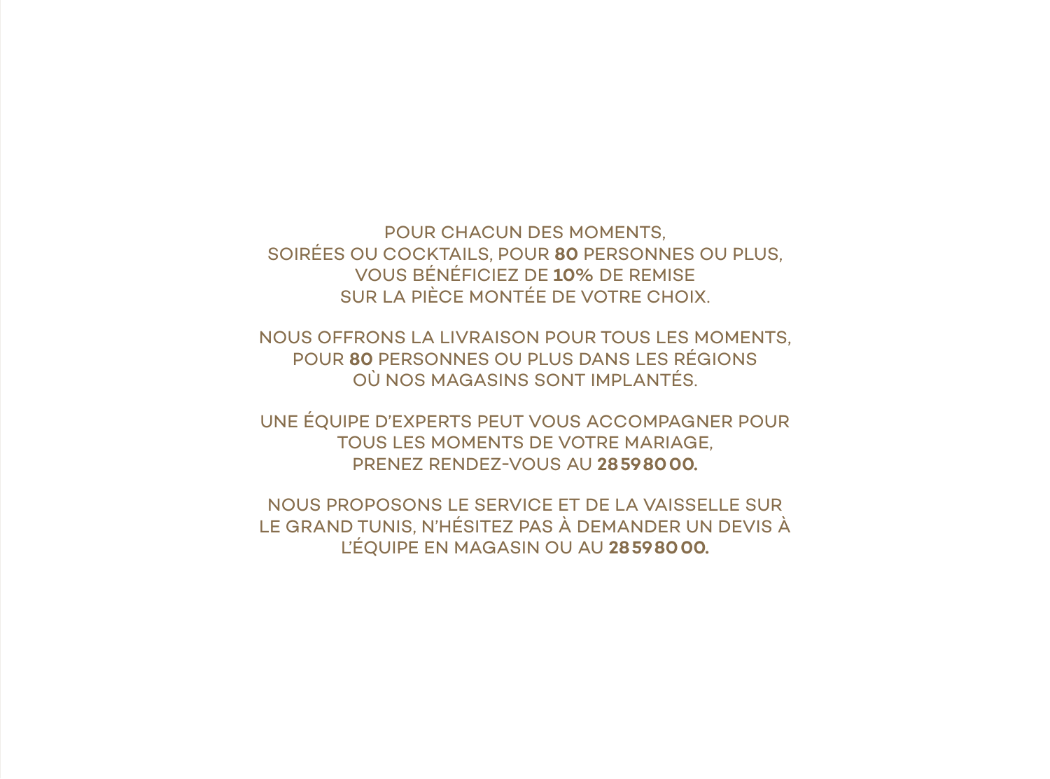POUR CHACUN DES MOMENTS,
SOIRÉES OU COCKTAILS, POUR **80** PERSONNES OU PLUS,
VOUS BÉNÉFICIEZ DE **10%** DE REMISE
SUR LA PIÈCE MONTÉE DE VOTRE CHOIX.

NOUS OFFRONS LA LIVRAISON POUR TOUS LES MOMENTS,
POUR **80** PERSONNES OU PLUS DANS LES RÉGIONS
OÙ NOS MAGASINS SONT IMPLANTÉS.

UNE ÉQUIPE D'EXPERTS PEUT VOUS ACCOMPAGNER POUR
TOUS LES MOMENTS DE VOTRE MARIAGE,
PRENEZ RENDEZ-VOUS AU **28 59 80 00.**

NOUS PROPOSONS LE SERVICE ET DE LA VAISSELLE SUR
LE GRAND TUNIS, N'HÉSITEZ PAS À DEMANDER UN DEVIS À
L'ÉQUIPE EN MAGASIN OU AU **28 59 80 00.**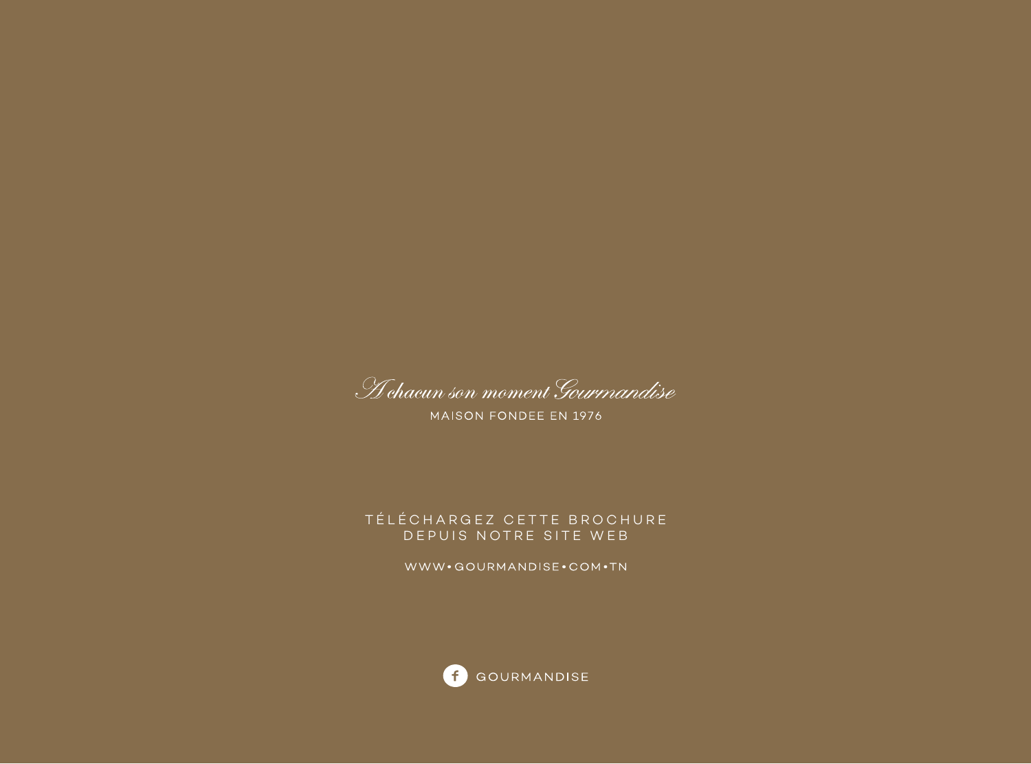*A chacun son moment Gourmandise*

MAISON FONDEE EN 1976

TÉLÉCHARGEZ CETTE BROCHURE
DEPUIS NOTRE SITE WEB

WWW•GOURMANDISE•COM•TN

GOURMANDISE